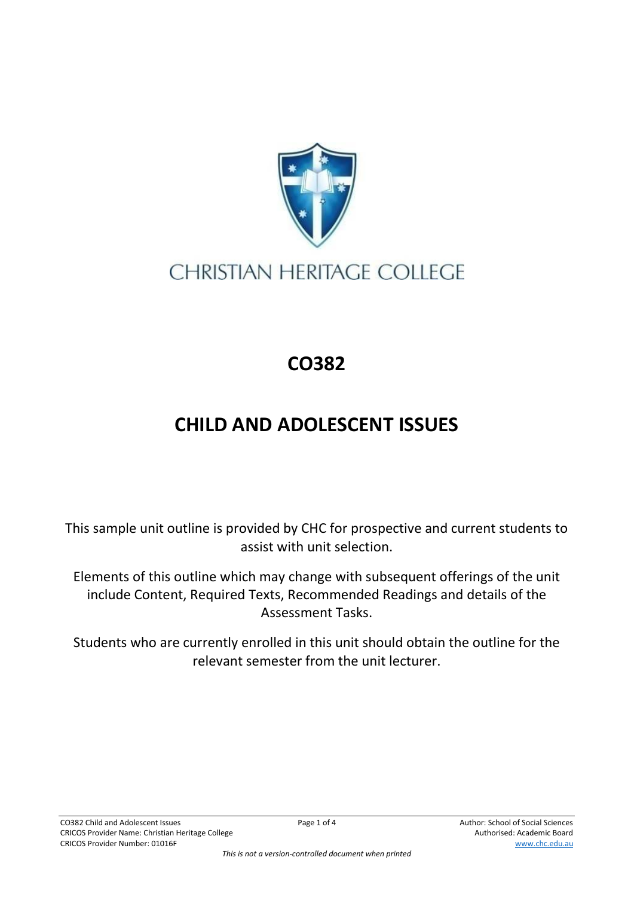CHRISTIAN HERITAGE COLLEGE

# CO382

# CHILD AND ADOLESCENT ISSUES

This sample unit outline is provided by CHC for prospective and current students to assist with unit selection.

Elements of this outline which may change with subsequent offerings of the unit include Content, Required Texts, Recommended Readings and details of the Assessment Tasks.

Students who are currently enrolled in this unit should obtain the outline for the relevant semester from the unit lecturer.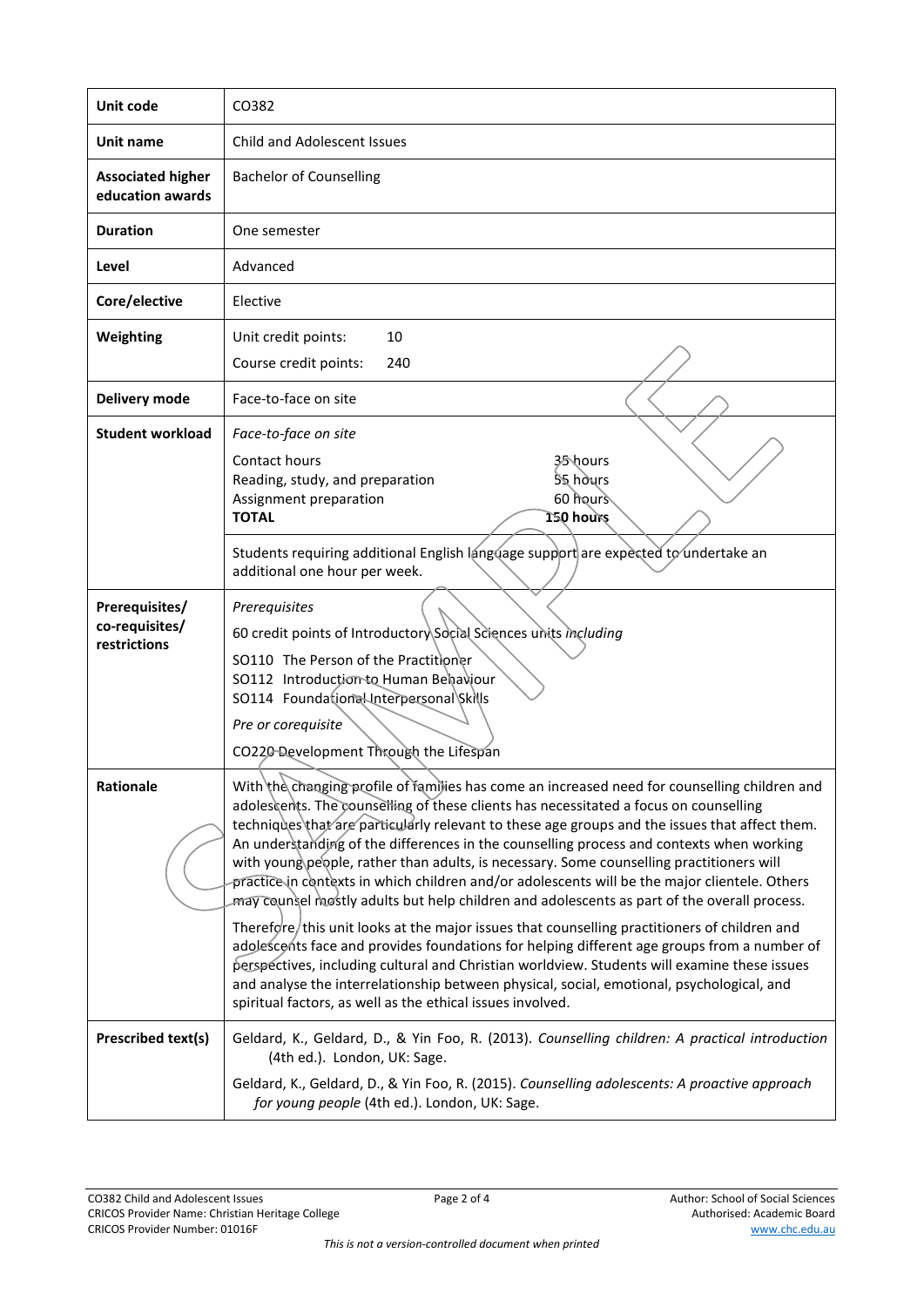| Unit code | CO382 |
|---|---|
| **Unit name** | Child and Adolescent Issues |
| **Associated higher education awards** | Bachelor of Counselling |
| **Duration** | One semester |
| **Level** | Advanced |
| **Core/elective** | Elective |
| **Weighting** | Unit credit points: 10<br>Course credit points: 240 |
| **Delivery mode** | Face-to-face on site |
| **Student workload** | *Face-to-face on site*<br>Contact hours 35 hours<br>Reading, study, and preparation 55 hours<br>Assignment preparation 60 hours<br>**TOTAL** **150 hours**<br><br>Students requiring additional English language support are expected to undertake an additional one hour per week. |
| **Prerequisites/ co-requisites/ restrictions** | *Prerequisites*<br>60 credit points of Introductory Social Sciences units *including*<br>SO110 The Person of the Practitioner<br>SO112 Introduction to Human Behaviour<br>SO114 Foundational Interpersonal Skills<br>*Pre or corequisite*<br>CO220 Development Through the Lifespan |
| **Rationale** | With the changing profile of families has come an increased need for counselling children and adolescents. The counselling of these clients has necessitated a focus on counselling techniques that are particularly relevant to these age groups and the issues that affect them. An understanding of the differences in the counselling process and contexts when working with young people, rather than adults, is necessary. Some counselling practitioners will practice in contexts in which children and/or adolescents will be the major clientele. Others may counsel mostly adults but help children and adolescents as part of the overall process.<br><br>Therefore, this unit looks at the major issues that counselling practitioners of children and adolescents face and provides foundations for helping different age groups from a number of perspectives, including cultural and Christian worldview. Students will examine these issues and analyse the interrelationship between physical, social, emotional, psychological, and spiritual factors, as well as the ethical issues involved. |
| **Prescribed text(s)** | Geldard, K., Geldard, D., & Yin Foo, R. (2013). *Counselling children: A practical introduction* (4th ed.). London, UK: Sage.<br><br>Geldard, K., Geldard, D., & Yin Foo, R. (2015). *Counselling adolescents: A proactive approach for young people* (4th ed.). London, UK: Sage. |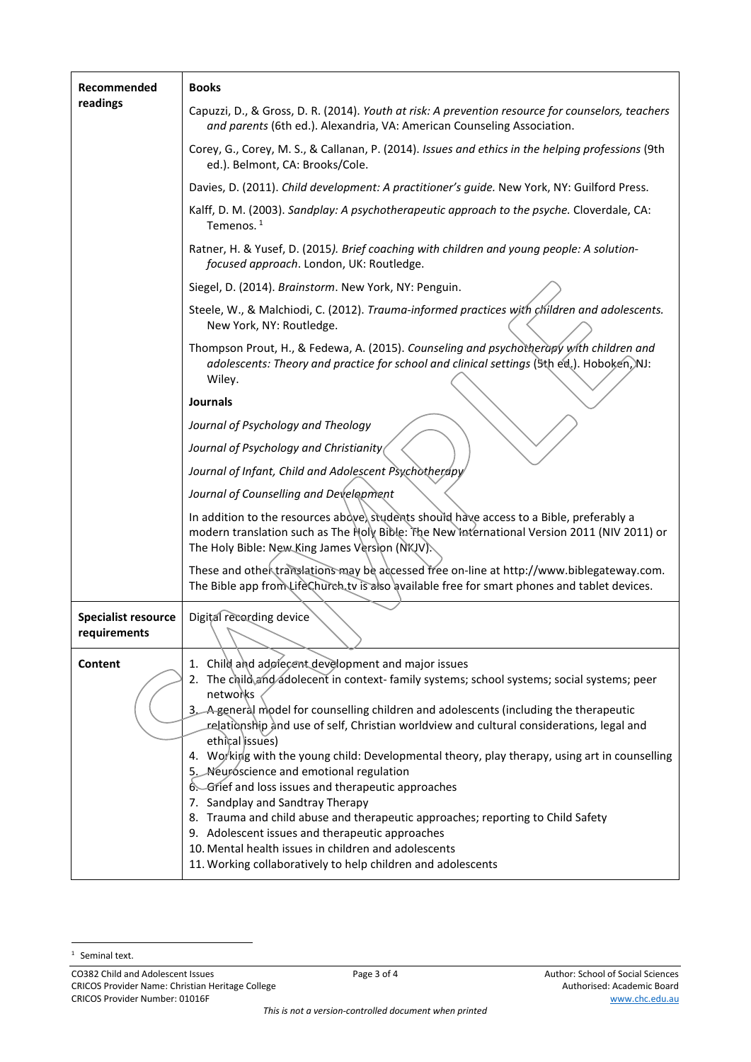| | |
|---|---|
| **Recommended readings** | **Books**<br>Capuzzi, D., & Gross, D. R. (2014). *Youth at risk: A prevention resource for counselors, teachers and parents* (6th ed.). Alexandria, VA: American Counseling Association.<br>Corey, G., Corey, M. S., & Callanan, P. (2014). *Issues and ethics in the helping professions* (9th ed.). Belmont, CA: Brooks/Cole.<br>Davies, D. (2011). *Child development: A practitioner's guide.* New York, NY: Guilford Press.<br>Kalff, D. M. (2003). *Sandplay: A psychotherapeutic approach to the psyche.* Cloverdale, CA: Temenos. [1]<br>Ratner, H. & Yusef, D. (2015). *Brief coaching with children and young people: A solution-focused approach*. London, UK: Routledge.<br>Siegel, D. (2014). *Brainstorm*. New York, NY: Penguin.<br>Steele, W., & Malchiodi, C. (2012). *Trauma-informed practices with children and adolescents.* New York, NY: Routledge.<br>Thompson Prout, H., & Fedewa, A. (2015). *Counseling and psychotherapy with children and adolescents: Theory and practice for school and clinical settings* (5th ed.). Hoboken, NJ: Wiley.<br>**Journals**<br>*Journal of Psychology and Theology*<br>*Journal of Psychology and Christianity*<br>*Journal of Infant, Child and Adolescent Psychotherapy*<br>*Journal of Counselling and Development*<br>In addition to the resources above, students should have access to a Bible, preferably a modern translation such as The Holy Bible: The New International Version 2011 (NIV 2011) or The Holy Bible: New King James Version (NKJV).<br>These and other translations may be accessed free on-line at http://www.biblegateway.com. The Bible app from LifeChurch.tv is also available free for smart phones and tablet devices. |
| **Specialist resource requirements** | Digital recording device |
| **Content** | 1. Child and adolescent development and major issues<br>2. The child and adolescent in context- family systems; school systems; social systems; peer networks<br>3. A general model for counselling children and adolescents (including the therapeutic relationship and use of self, Christian worldview and cultural considerations, legal and ethical issues)<br>4. Working with the young child: Developmental theory, play therapy, using art in counselling<br>5. Neuroscience and emotional regulation<br>6. Grief and loss issues and therapeutic approaches<br>7. Sandplay and Sandtray Therapy<br>8. Trauma and child abuse and therapeutic approaches; reporting to Child Safety<br>9. Adolescent issues and therapeutic approaches<br>10. Mental health issues in children and adolescents<br>11. Working collaboratively to help children and adolescents |

[1] Seminal text.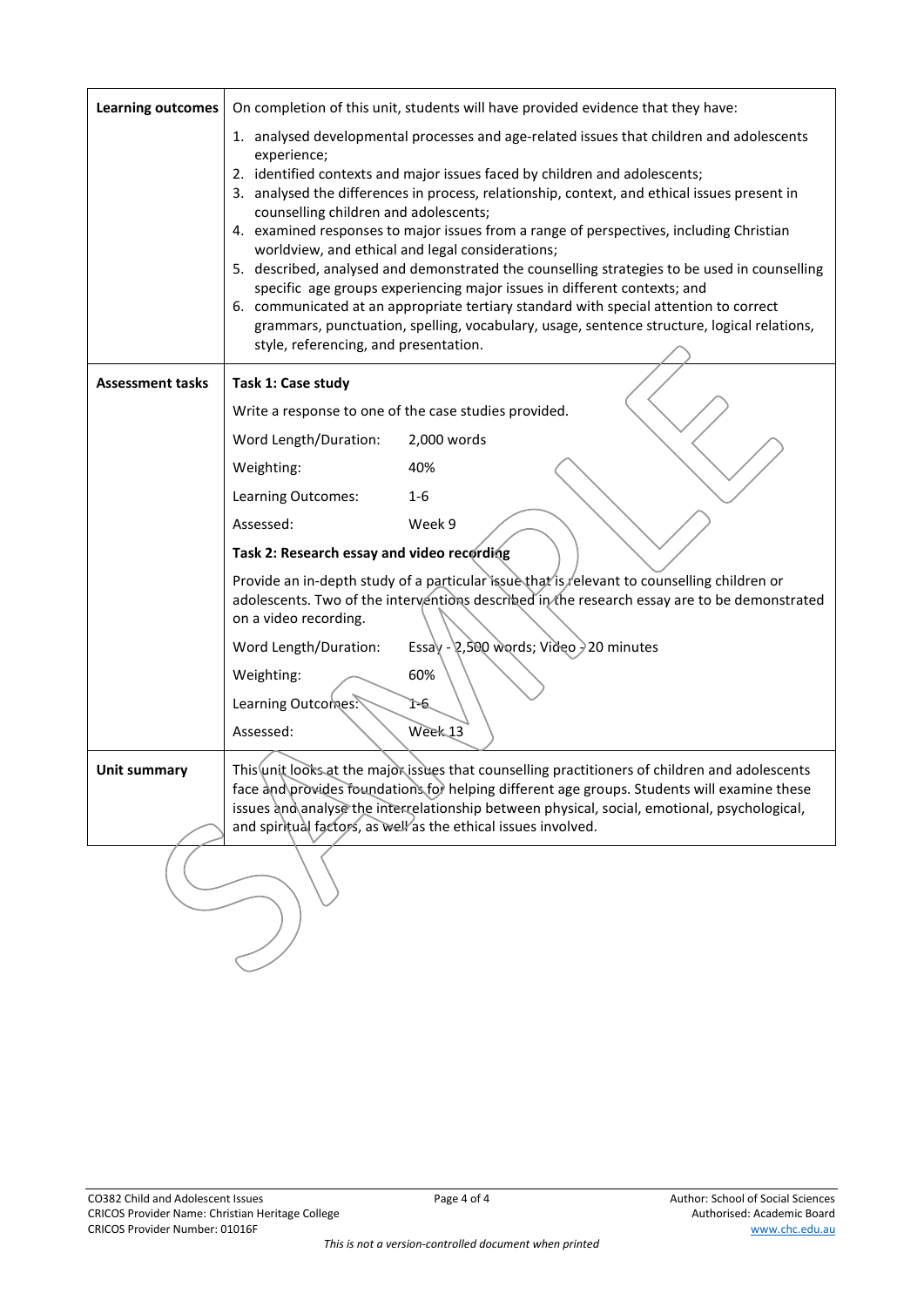| | |
|---|---|
| **Learning outcomes** | On completion of this unit, students will have provided evidence that they have:<br>1. analysed developmental processes and age-related issues that children and adolescents experience;<br>2. identified contexts and major issues faced by children and adolescents;<br>3. analysed the differences in process, relationship, context, and ethical issues present in counselling children and adolescents;<br>4. examined responses to major issues from a range of perspectives, including Christian worldview, and ethical and legal considerations;<br>5. described, analysed and demonstrated the counselling strategies to be used in counselling specific age groups experiencing major issues in different contexts; and<br>6. communicated at an appropriate tertiary standard with special attention to correct grammars, punctuation, spelling, vocabulary, usage, sentence structure, logical relations, style, referencing, and presentation. |
| **Assessment tasks** | **Task 1: Case study**<br>Write a response to one of the case studies provided.<br>Word Length/Duration: 2,000 words<br>Weighting: 40%<br>Learning Outcomes: 1-6<br>Assessed: Week 9<br><br>**Task 2: Research essay and video recording**<br>Provide an in-depth study of a particular issue that is relevant to counselling children or adolescents. Two of the interventions described in the research essay are to be demonstrated on a video recording.<br>Word Length/Duration: Essay - 2,500 words; Video - 20 minutes<br>Weighting: 60%<br>Learning Outcomes: 1-6<br>Assessed: Week 13 |
| **Unit summary** | This unit looks at the major issues that counselling practitioners of children and adolescents face and provides foundations for helping different age groups. Students will examine these issues and analyse the interrelationship between physical, social, emotional, psychological, and spiritual factors, as well as the ethical issues involved. |